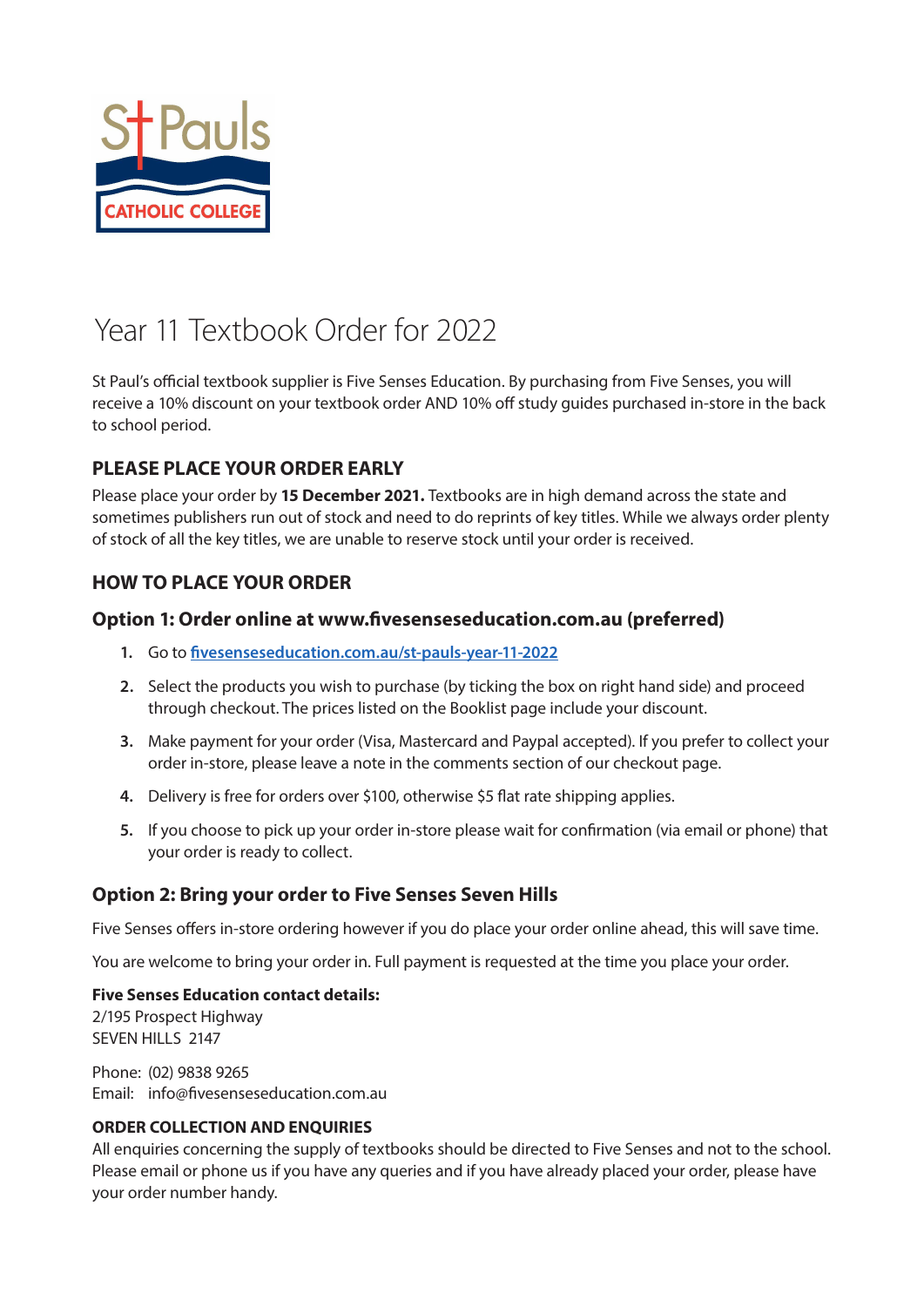St Pauls CATHOLIC COLLEGE

# Year 11 Textbook Order for 2022

St Paul's official textbook supplier is Five Senses Education. By purchasing from Five Senses, you will receive a 10% discount on your textbook order AND 10% off study guides purchased in-store in the back to school period.

## PLEASE PLACE YOUR ORDER EARLY

Please place your order by **15 December 2021.** Textbooks are in high demand across the state and sometimes publishers run out of stock and need to do reprints of key titles. While we always order plenty of stock of all the key titles, we are unable to reserve stock until your order is received.

## HOW TO PLACE YOUR ORDER

### Option 1: Order online at www.fivesenseseducation.com.au (preferred)

1. Go to [fivesenseseducation.com.au/st-pauls-year-11-2022](fivesenseseducation.com.au/st-pauls-year-11-2022)
2. Select the products you wish to purchase (by ticking the box on right hand side) and proceed through checkout. The prices listed on the Booklist page include your discount.
3. Make payment for your order (Visa, Mastercard and Paypal accepted). If you prefer to collect your order in-store, please leave a note in the comments section of our checkout page.
4. Delivery is free for orders over $100, otherwise $5 flat rate shipping applies.
5. If you choose to pick up your order in-store please wait for confirmation (via email or phone) that your order is ready to collect.

### Option 2: Bring your order to Five Senses Seven Hills

Five Senses offers in-store ordering however if you do place your order online ahead, this will save time.

You are welcome to bring your order in. Full payment is requested at the time you place your order.

**Five Senses Education contact details:**
2/195 Prospect Highway
SEVEN HILLS 2147

Phone: (02) 9838 9265
Email: info@fivesenseseducation.com.au

**ORDER COLLECTION AND ENQUIRIES**
All enquiries concerning the supply of textbooks should be directed to Five Senses and not to the school. Please email or phone us if you have any queries and if you have already placed your order, please have your order number handy.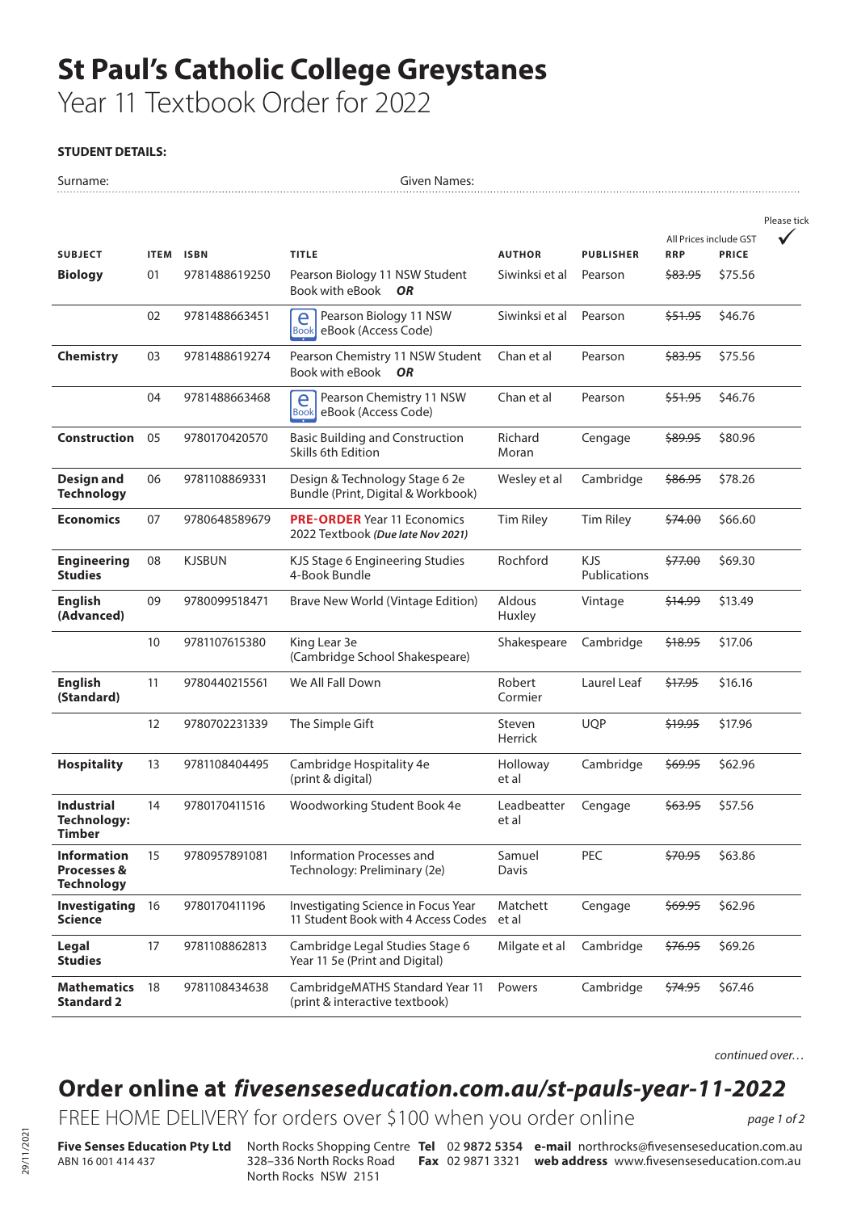# St Paul's Catholic College Greystanes

Year 11 Textbook Order for 2022

**STUDENT DETAILS:**

Surname: ............................................................ Given Names: ............................................................

| SUBJECT | ITEM | ISBN | TITLE | AUTHOR | PUBLISHER | All Prices include GST RRP | PRICE | Please tick ✓ |
|---|---|---|---|---|---|---|---|---|
| **Biology** | 01 | 9781488619250 | Pearson Biology 11 NSW Student Book with eBook ***OR*** | Siwinski et al | Pearson | ~~$83.95~~ | $75.56 | |
| | 02 | 9781488663451 | eBook Pearson Biology 11 NSW eBook (Access Code) | Siwinski et al | Pearson | ~~$51.95~~ | $46.76 | |
| **Chemistry** | 03 | 9781488619274 | Pearson Chemistry 11 NSW Student Book with eBook ***OR*** | Chan et al | Pearson | ~~$83.95~~ | $75.56 | |
| | 04 | 9781488663468 | eBook Pearson Chemistry 11 NSW eBook (Access Code) | Chan et al | Pearson | ~~$51.95~~ | $46.76 | |
| **Construction** | 05 | 9780170420570 | Basic Building and Construction Skills 6th Edition | Richard Moran | Cengage | ~~$89.95~~ | $80.96 | |
| **Design and Technology** | 06 | 9781108869331 | Design & Technology Stage 6 2e Bundle (Print, Digital & Workbook) | Wesley et al | Cambridge | ~~$86.95~~ | $78.26 | |
| **Economics** | 07 | 9780648589679 | **PRE-ORDER** Year 11 Economics 2022 Textbook ***(Due late Nov 2021)*** | Tim Riley | Tim Riley | ~~$74.00~~ | $66.60 | |
| **Engineering Studies** | 08 | KJSBUN | KJS Stage 6 Engineering Studies 4-Book Bundle | Rochford | KJS Publications | ~~$77.00~~ | $69.30 | |
| **English (Advanced)** | 09 | 9780099518471 | Brave New World (Vintage Edition) | Aldous Huxley | Vintage | ~~$14.99~~ | $13.49 | |
| | 10 | 9781107615380 | King Lear 3e (Cambridge School Shakespeare) | Shakespeare | Cambridge | ~~$18.95~~ | $17.06 | |
| **English (Standard)** | 11 | 9780440215561 | We All Fall Down | Robert Cormier | Laurel Leaf | ~~$17.95~~ | $16.16 | |
| | 12 | 9780702231339 | The Simple Gift | Steven Herrick | UQP | ~~$19.95~~ | $17.96 | |
| **Hospitality** | 13 | 9781108404495 | Cambridge Hospitality 4e (print & digital) | Holloway et al | Cambridge | ~~$69.95~~ | $62.96 | |
| **Industrial Technology: Timber** | 14 | 9780170411516 | Woodworking Student Book 4e | Leadbeatter et al | Cengage | ~~$63.95~~ | $57.56 | |
| **Information Processes & Technology** | 15 | 9780957891081 | Information Processes and Technology: Preliminary (2e) | Samuel Davis | PEC | ~~$70.95~~ | $63.86 | |
| **Investigating Science** | 16 | 9780170411196 | Investigating Science in Focus Year 11 Student Book with 4 Access Codes | Matchett et al | Cengage | ~~$69.95~~ | $62.96 | |
| **Legal Studies** | 17 | 9781108862813 | Cambridge Legal Studies Stage 6 Year 11 5e (Print and Digital) | Milgate et al | Cambridge | ~~$76.95~~ | $69.26 | |
| **Mathematics Standard 2** | 18 | 9781108434638 | CambridgeMATHS Standard Year 11 (print & interactive textbook) | Powers | Cambridge | ~~$74.95~~ | $67.46 | |

*continued over…*

## Order online at *fivesenseseducation.com.au/st-pauls-year-11-2022*

FREE HOME DELIVERY for orders over $100 when you order online

**Five Senses Education Pty Ltd**
ABN 16 001 414 437

North Rocks Shopping Centre
328–336 North Rocks Road
North Rocks NSW 2151

**Tel** 02 9872 5354
**Fax** 02 9871 3321

**e-mail** northrocks@fivesenseseducation.com.au
**web address** www.fivesenseseducation.com.au

29/11/2021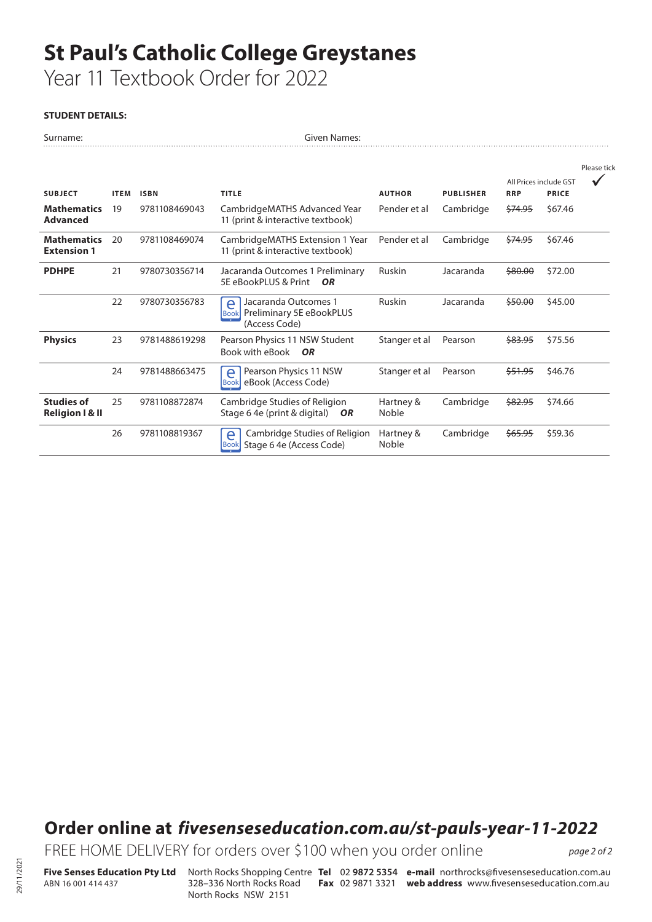# St Paul's Catholic College Greystanes

Year 11 Textbook Order for 2022

**STUDENT DETAILS:**

Surname: Given Names:

All Prices include GST

| SUBJECT | ITEM | ISBN | TITLE | AUTHOR | PUBLISHER | RRP | PRICE | Please tick ✓ |
|---|---|---|---|---|---|---|---|---|
| **Mathematics Advanced** | 19 | 9781108469043 | CambridgeMATHS Advanced Year 11 (print & interactive textbook) | Pender et al | Cambridge | ~~$74.95~~ | $67.46 | |
| **Mathematics Extension 1** | 20 | 9781108469074 | CambridgeMATHS Extension 1 Year 11 (print & interactive textbook) | Pender et al | Cambridge | ~~$74.95~~ | $67.46 | |
| **PDHPE** | 21 | 9780730356714 | Jacaranda Outcomes 1 Preliminary 5E eBookPLUS & Print ***OR*** | Ruskin | Jacaranda | ~~$80.00~~ | $72.00 | |
| | 22 | 9780730356783 | eBook Jacaranda Outcomes 1 Preliminary 5E eBookPLUS (Access Code) | Ruskin | Jacaranda | ~~$50.00~~ | $45.00 | |
| **Physics** | 23 | 9781488619298 | Pearson Physics 11 NSW Student Book with eBook ***OR*** | Stanger et al | Pearson | ~~$83.95~~ | $75.56 | |
| | 24 | 9781488663475 | eBook Pearson Physics 11 NSW eBook (Access Code) | Stanger et al | Pearson | ~~$51.95~~ | $46.76 | |
| **Studies of Religion I & II** | 25 | 9781108872874 | Cambridge Studies of Religion Stage 6 4e (print & digital) ***OR*** | Hartney & Noble | Cambridge | ~~$82.95~~ | $74.66 | |
| | 26 | 9781108819367 | eBook Cambridge Studies of Religion Stage 6 4e (Access Code) | Hartney & Noble | Cambridge | ~~$65.95~~ | $59.36 | |

## Order online at *fivesenseseducation.com.au/st-pauls-year-11-2022*

FREE HOME DELIVERY for orders over $100 when you order online

**Five Senses Education Pty Ltd**
ABN 16 001 414 437

North Rocks Shopping Centre
328–336 North Rocks Road
North Rocks NSW 2151

**Tel** 02 **9872 5354**
**Fax** 02 9871 3321

**e-mail** northrocks@fivesenseseducation.com.au
**web address** www.fivesenseseducation.com.au

29/11/2021